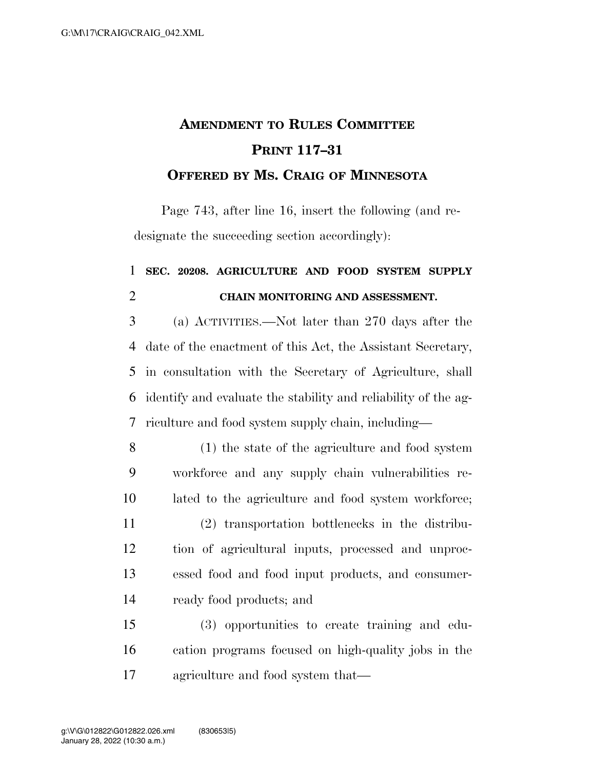# AMENDMENT TO RULES COMMITTEE PRINT 117–31

## OFFERED BY MS. CRAIG OF MINNESOTA

Page 743, after line 16, insert the following (and redesignate the succeeding section accordingly):

**SEC. 20208. AGRICULTURE AND FOOD SYSTEM SUPPLY CHAIN MONITORING AND ASSESSMENT.**

(a) ACTIVITIES.—Not later than 270 days after the date of the enactment of this Act, the Assistant Secretary, in consultation with the Secretary of Agriculture, shall identify and evaluate the stability and reliability of the agriculture and food system supply chain, including—

(1) the state of the agriculture and food system workforce and any supply chain vulnerabilities related to the agriculture and food system workforce;

(2) transportation bottlenecks in the distribution of agricultural inputs, processed and unprocessed food and food input products, and consumer-ready food products; and

(3) opportunities to create training and education programs focused on high-quality jobs in the agriculture and food system that—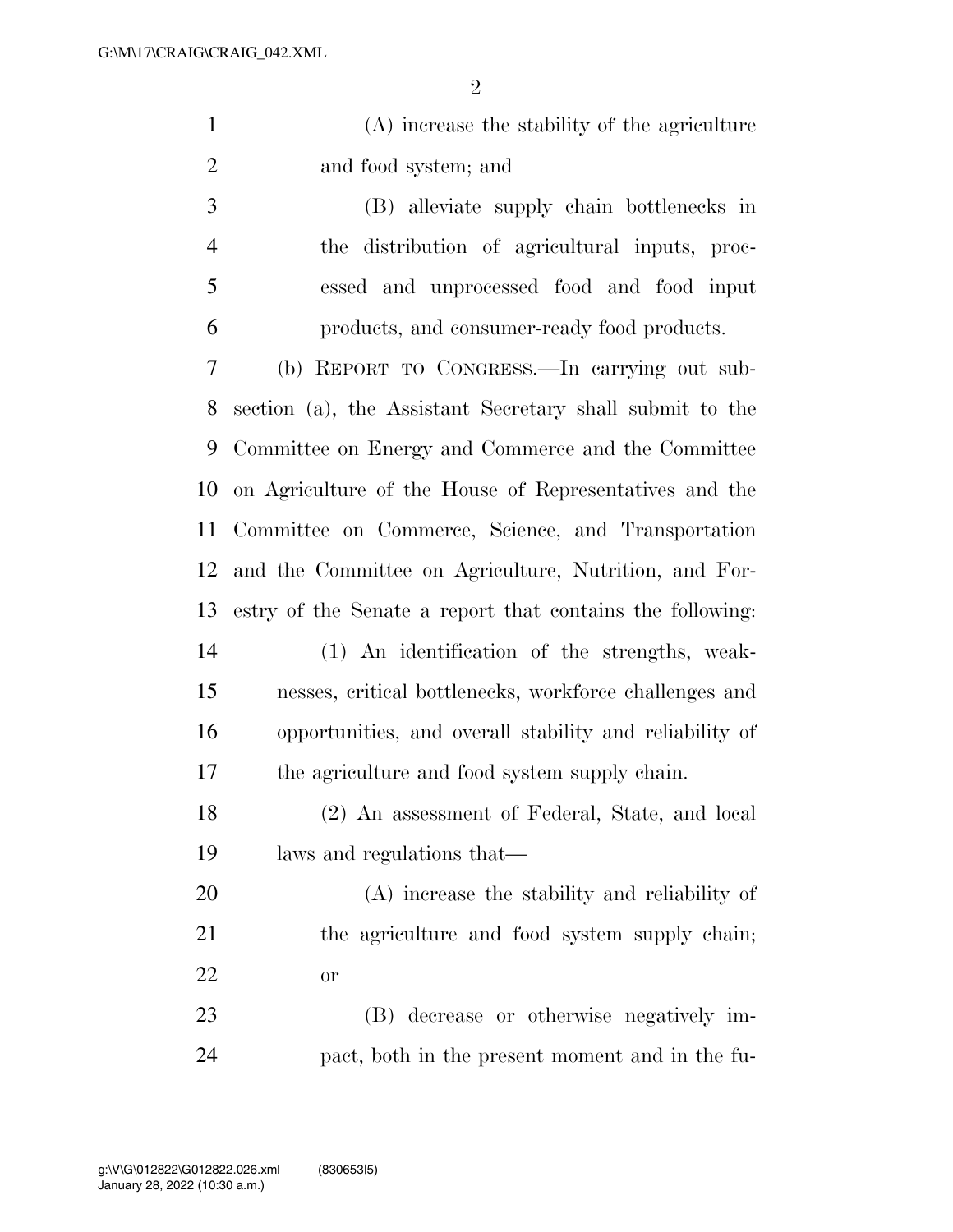(A) increase the stability of the agriculture and food system; and

(B) alleviate supply chain bottlenecks in the distribution of agricultural inputs, processed and unprocessed food and food input products, and consumer-ready food products.

(b) REPORT TO CONGRESS.—In carrying out subsection (a), the Assistant Secretary shall submit to the Committee on Energy and Commerce and the Committee on Agriculture of the House of Representatives and the Committee on Commerce, Science, and Transportation and the Committee on Agriculture, Nutrition, and Forestry of the Senate a report that contains the following:

(1) An identification of the strengths, weaknesses, critical bottlenecks, workforce challenges and opportunities, and overall stability and reliability of the agriculture and food system supply chain.

(2) An assessment of Federal, State, and local laws and regulations that—

(A) increase the stability and reliability of the agriculture and food system supply chain; or

(B) decrease or otherwise negatively impact, both in the present moment and in the fu-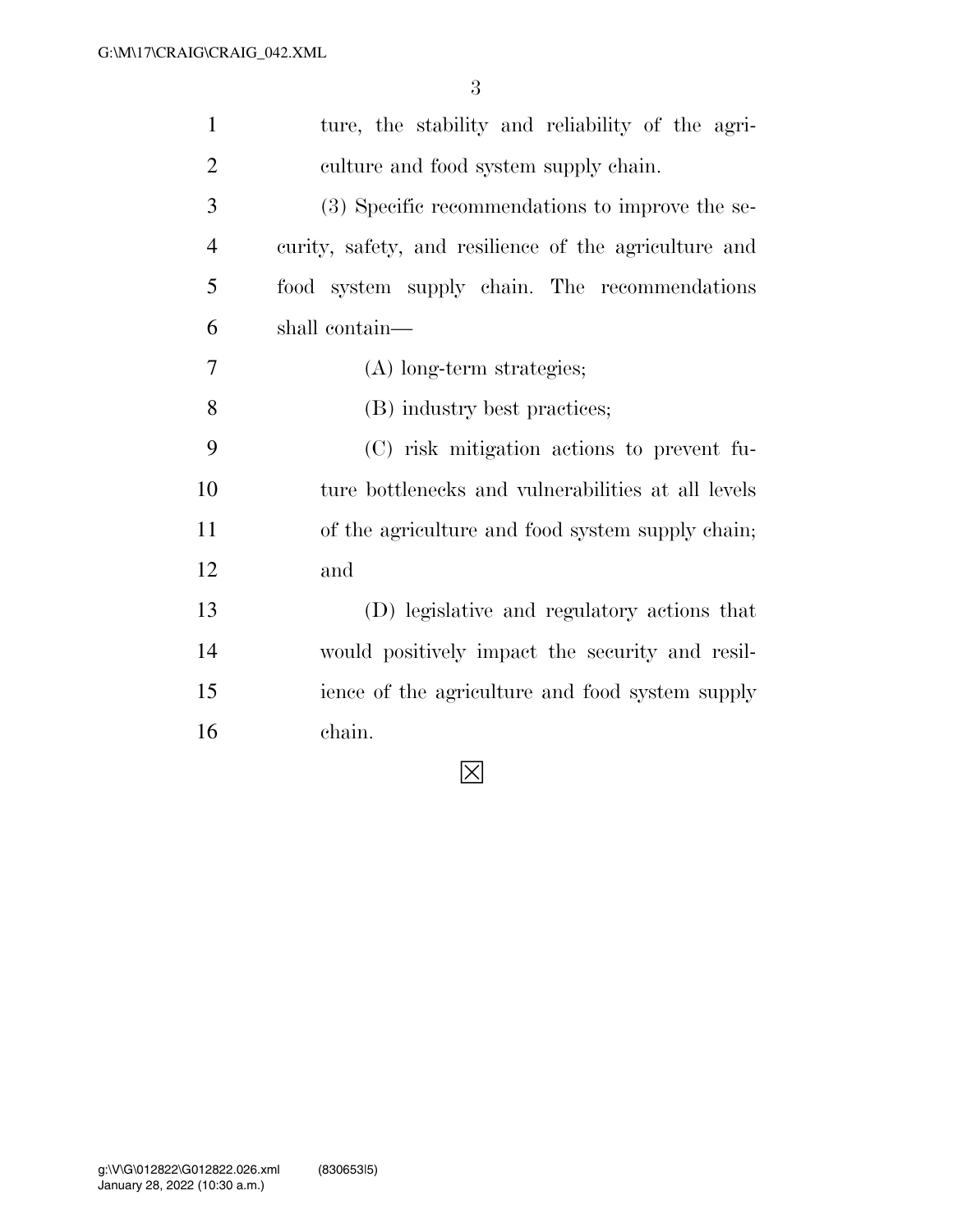ture, the stability and reliability of the agriculture and food system supply chain.

(3) Specific recommendations to improve the security, safety, and resilience of the agriculture and food system supply chain. The recommendations shall contain—

(A) long-term strategies;

(B) industry best practices;

(C) risk mitigation actions to prevent future bottlenecks and vulnerabilities at all levels of the agriculture and food system supply chain; and

(D) legislative and regulatory actions that would positively impact the security and resilience of the agriculture and food system supply chain.